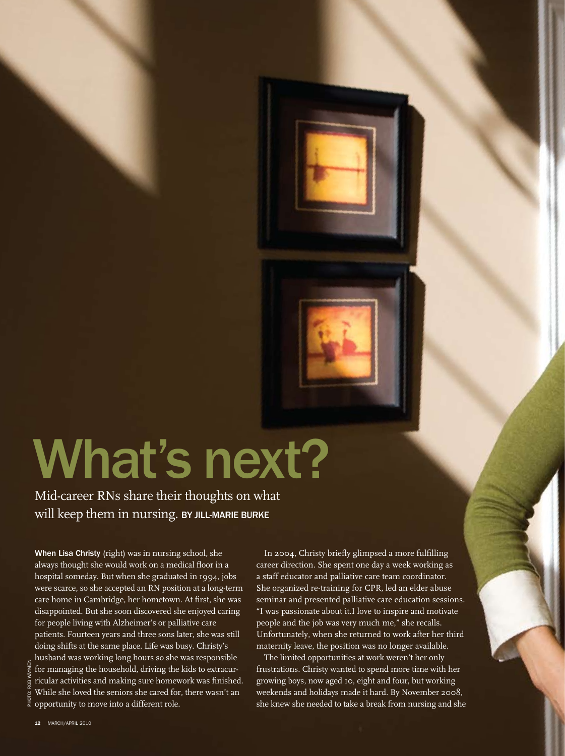# What's next?

Mid-career RNs share their thoughts on what will keep them in nursing. BY JILL-MARIE BURKE

**When Lisa Christy** (right) was in nursing school, she always thought she would work on a medical floor in a hospital someday. But when she graduated in 1994, jobs were scarce, so she accepted an RN position at a long-term care home in Cambridge, her hometown. At first, she was disappointed. But she soon discovered she enjoyed caring for people living with Alzheimer's or palliative care patients. Fourteen years and three sons later, she was still doing shifts at the same place. Life was busy. Christy's husband was working long hours so she was responsible for managing the household, driving the kids to extracurricular activities and making sure homework was finished. While she loved the seniors she cared for, there wasn't an opportunity to move into a different role.

PHOTO: ROB WAYMEN

In 2004, Christy briefly glimpsed a more fulfilling career direction. She spent one day a week working as a staff educator and palliative care team coordinator. She organized re-training for CPR, led an elder abuse seminar and presented palliative care education sessions. "I was passionate about it.I love to inspire and motivate people and the job was very much me," she recalls. Unfortunately, when she returned to work after her third maternity leave, the position was no longer available.

The limited opportunities at work weren't her only frustrations. Christy wanted to spend more time with her growing boys, now aged 10, eight and four, but working weekends and holidays made it hard. By November 2008, she knew she needed to take a break from nursing and she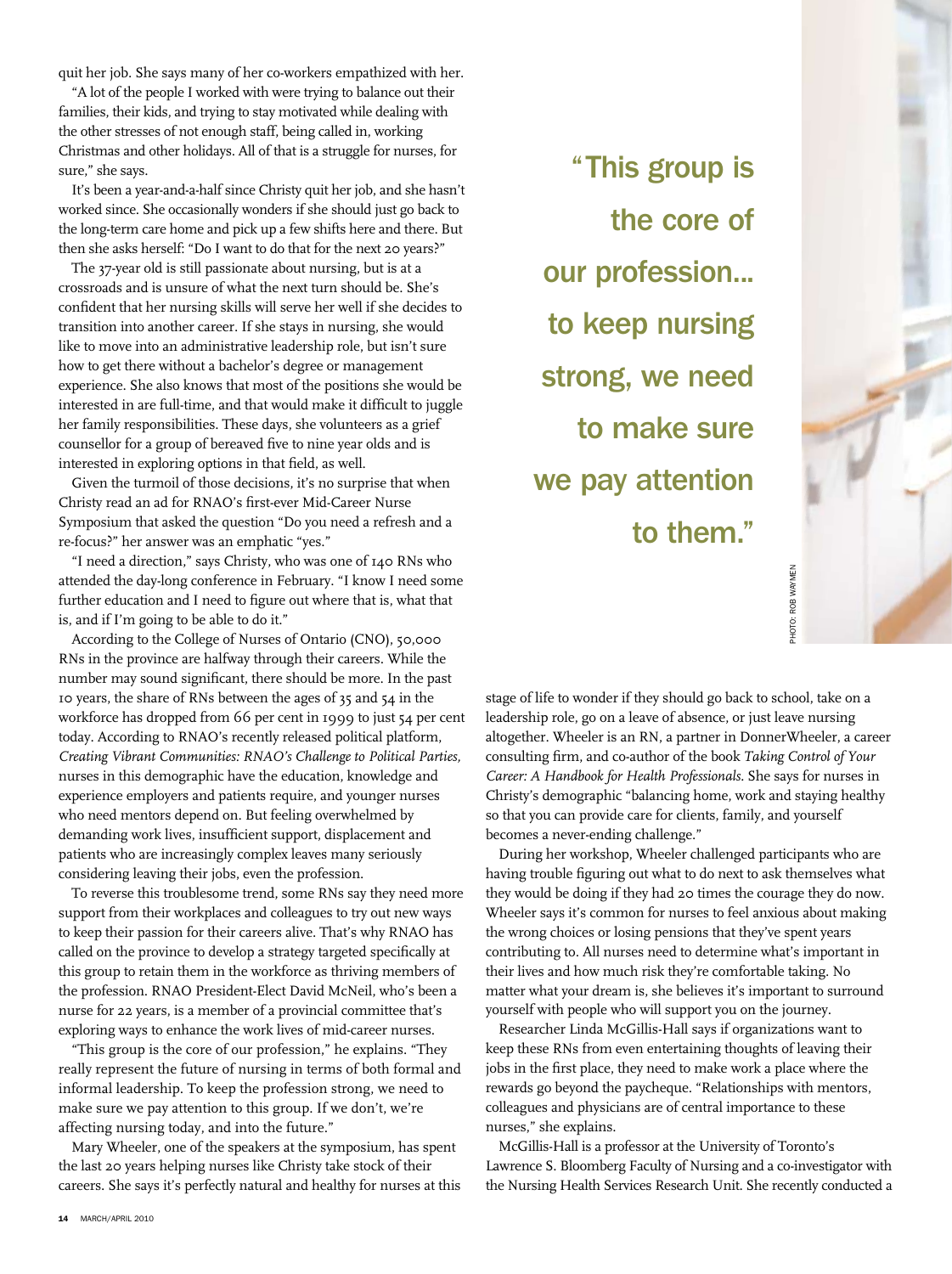quit her job. She says many of her co-workers empathized with her.

"A lot of the people I worked with were trying to balance out their families, their kids, and trying to stay motivated while dealing with the other stresses of not enough staff, being called in, working Christmas and other holidays. All of that is a struggle for nurses, for sure," she says.

It's been a year-and-a-half since Christy quit her job, and she hasn't worked since. She occasionally wonders if she should just go back to the long-term care home and pick up a few shifts here and there. But then she asks herself: "Do I want to do that for the next 20 years?"

The 37-year old is still passionate about nursing, but is at a crossroads and is unsure of what the next turn should be. She's confident that her nursing skills will serve her well if she decides to transition into another career. If she stays in nursing, she would like to move into an administrative leadership role, but isn't sure how to get there without a bachelor's degree or management experience. She also knows that most of the positions she would be interested in are full-time, and that would make it difficult to juggle her family responsibilities. These days, she volunteers as a grief counsellor for a group of bereaved five to nine year olds and is interested in exploring options in that field, as well.

Given the turmoil of those decisions, it's no surprise that when Christy read an ad for RNAO's first-ever Mid-Career Nurse Symposium that asked the question "Do you need a refresh and a re-focus?" her answer was an emphatic "yes."

"I need a direction," says Christy, who was one of 140 RNs who attended the day-long conference in February. "I know I need some further education and I need to figure out where that is, what that is, and if I'm going to be able to do it."

According to the College of Nurses of Ontario (CNO), 50,000 RNs in the province are halfway through their careers. While the number may sound significant, there should be more. In the past 10 years, the share of RNs between the ages of 35 and 54 in the workforce has dropped from 66 per cent in 1999 to just 54 per cent today. According to RNAO's recently released political platform, *Creating Vibrant Communities: RNAO's Challenge to Political Parties,* nurses in this demographic have the education, knowledge and experience employers and patients require, and younger nurses who need mentors depend on. But feeling overwhelmed by demanding work lives, insufficient support, displacement and patients who are increasingly complex leaves many seriously considering leaving their jobs, even the profession.

To reverse this troublesome trend, some RNs say they need more support from their workplaces and colleagues to try out new ways to keep their passion for their careers alive. That's why RNAO has called on the province to develop a strategy targeted specifically at this group to retain them in the workforce as thriving members of the profession. RNAO President-Elect David McNeil, who's been a nurse for 22 years, is a member of a provincial committee that's exploring ways to enhance the work lives of mid-career nurses.

"This group is the core of our profession," he explains. "They really represent the future of nursing in terms of both formal and informal leadership. To keep the profession strong, we need to make sure we pay attention to this group. If we don't, we're affecting nursing today, and into the future."

Mary Wheeler, one of the speakers at the symposium, has spent the last 20 years helping nurses like Christy take stock of their careers. She says it's perfectly natural and healthy for nurses at this stage of life to wonder if they should go back to school, take on a leadership role, go on a leave of absence, or just leave nursing altogether. Wheeler is an RN, a partner in DonnerWheeler, a career consulting firm, and co-author of the book *Taking Control of Your Career: A Handbook for Health Professionals.* She says for nurses in Christy's demographic "balancing home, work and staying healthy so that you can provide care for clients, family, and yourself becomes a never-ending challenge."

> **"This group is the core of our profession... to keep nursing strong, we need to make sure we pay attention to them."**

During her workshop, Wheeler challenged participants who are having trouble figuring out what to do next to ask themselves what they would be doing if they had 20 times the courage they do now. Wheeler says it's common for nurses to feel anxious about making the wrong choices or losing pensions that they've spent years contributing to. All nurses need to determine what's important in their lives and how much risk they're comfortable taking. No matter what your dream is, she believes it's important to surround yourself with people who will support you on the journey.

Researcher Linda McGillis-Hall says if organizations want to keep these RNs from even entertaining thoughts of leaving their jobs in the first place, they need to make work a place where the rewards go beyond the paycheque. "Relationships with mentors, colleagues and physicians are of central importance to these nurses," she explains.

McGillis-Hall is a professor at the University of Toronto's Lawrence S. Bloomberg Faculty of Nursing and a co-investigator with the Nursing Health Services Research Unit. She recently conducted a

PHOTO: ROB WAYMEN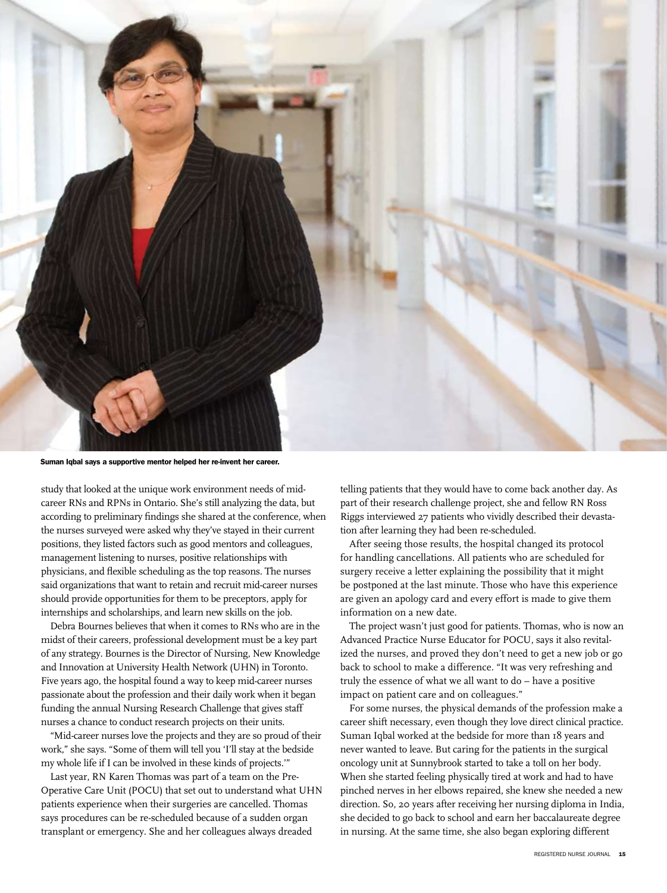Suman Iqbal says a supportive mentor helped her re-invent her career.

study that looked at the unique work environment needs of mid-career RNs and RPNs in Ontario. She's still analyzing the data, but according to preliminary findings she shared at the conference, when the nurses surveyed were asked why they've stayed in their current positions, they listed factors such as good mentors and colleagues, management listening to nurses, positive relationships with physicians, and flexible scheduling as the top reasons. The nurses said organizations that want to retain and recruit mid-career nurses should provide opportunities for them to be preceptors, apply for internships and scholarships, and learn new skills on the job.

Debra Bournes believes that when it comes to RNs who are in the midst of their careers, professional development must be a key part of any strategy. Bournes is the Director of Nursing, New Knowledge and Innovation at University Health Network (UHN) in Toronto. Five years ago, the hospital found a way to keep mid-career nurses passionate about the profession and their daily work when it began funding the annual Nursing Research Challenge that gives staff nurses a chance to conduct research projects on their units.

"Mid-career nurses love the projects and they are so proud of their work," she says. "Some of them will tell you 'I'll stay at the bedside my whole life if I can be involved in these kinds of projects.'"

Last year, RN Karen Thomas was part of a team on the Pre-Operative Care Unit (POCU) that set out to understand what UHN patients experience when their surgeries are cancelled. Thomas says procedures can be re-scheduled because of a sudden organ transplant or emergency. She and her colleagues always dreaded telling patients that they would have to come back another day. As part of their research challenge project, she and fellow RN Ross Riggs interviewed 27 patients who vividly described their devastation after learning they had been re-scheduled.

After seeing those results, the hospital changed its protocol for handling cancellations. All patients who are scheduled for surgery receive a letter explaining the possibility that it might be postponed at the last minute. Those who have this experience are given an apology card and every effort is made to give them information on a new date.

The project wasn't just good for patients. Thomas, who is now an Advanced Practice Nurse Educator for POCU, says it also revitalized the nurses, and proved they don't need to get a new job or go back to school to make a difference. "It was very refreshing and truly the essence of what we all want to do – have a positive impact on patient care and on colleagues."

For some nurses, the physical demands of the profession make a career shift necessary, even though they love direct clinical practice. Suman Iqbal worked at the bedside for more than 18 years and never wanted to leave. But caring for the patients in the surgical oncology unit at Sunnybrook started to take a toll on her body. When she started feeling physically tired at work and had to have pinched nerves in her elbows repaired, she knew she needed a new direction. So, 20 years after receiving her nursing diploma in India, she decided to go back to school and earn her baccalaureate degree in nursing. At the same time, she also began exploring different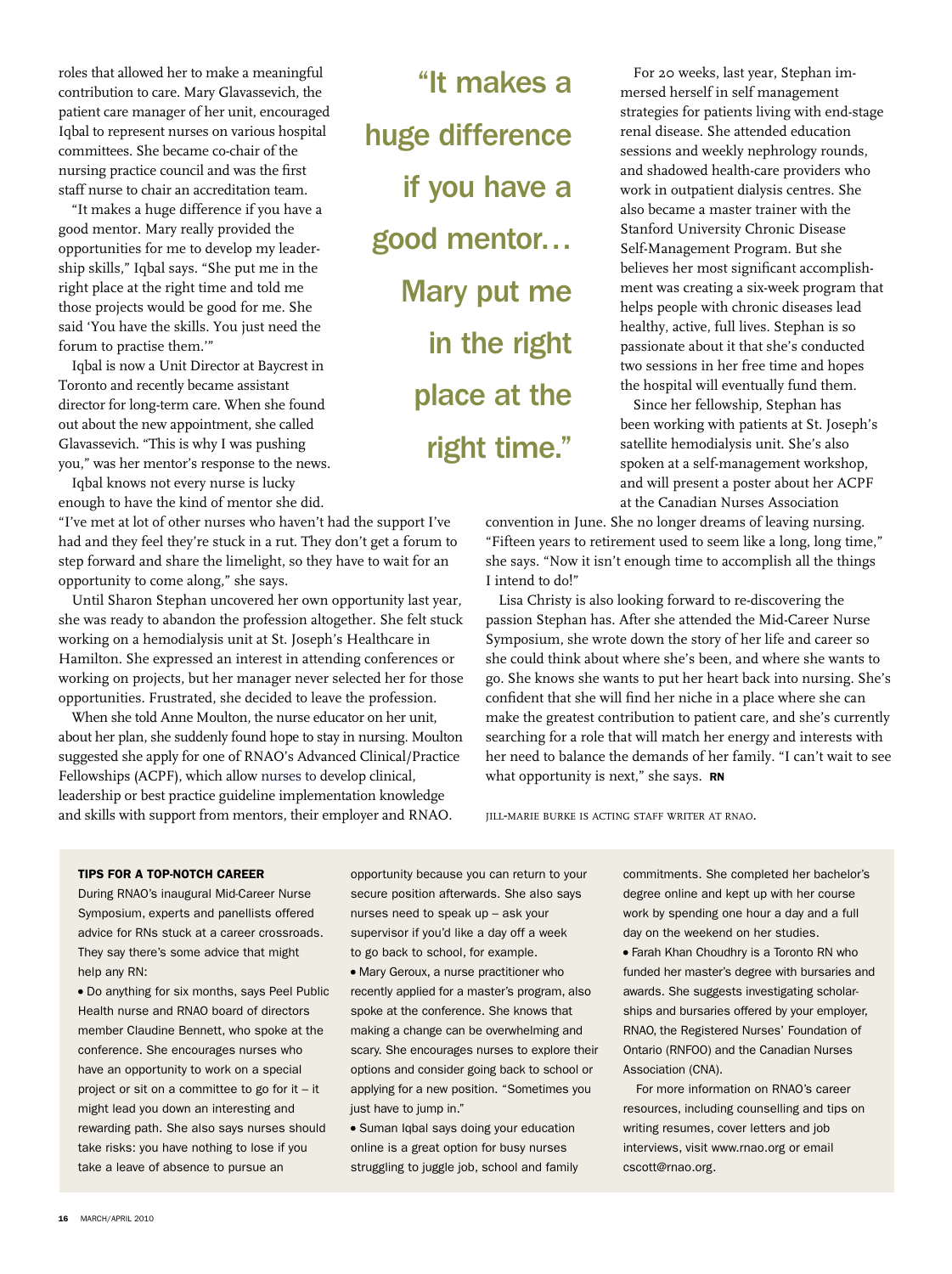roles that allowed her to make a meaningful contribution to care. Mary Glavassevich, the patient care manager of her unit, encouraged Iqbal to represent nurses on various hospital committees. She became co-chair of the nursing practice council and was the first staff nurse to chair an accreditation team.

"It makes a huge difference if you have a good mentor. Mary really provided the opportunities for me to develop my leadership skills," Iqbal says. "She put me in the right place at the right time and told me those projects would be good for me. She said 'You have the skills. You just need the forum to practise them.'"

Iqbal is now a Unit Director at Baycrest in Toronto and recently became assistant director for long-term care. When she found out about the new appointment, she called Glavassevich. "This is why I was pushing you," was her mentor's response to the news.

Iqbal knows not every nurse is lucky enough to have the kind of mentor she did. "I've met at lot of other nurses who haven't had the support I've had and they feel they're stuck in a rut. They don't get a forum to step forward and share the limelight, so they have to wait for an opportunity to come along," she says.

Until Sharon Stephan uncovered her own opportunity last year, she was ready to abandon the profession altogether. She felt stuck working on a hemodialysis unit at St. Joseph's Healthcare in Hamilton. She expressed an interest in attending conferences or working on projects, but her manager never selected her for those opportunities. Frustrated, she decided to leave the profession.

When she told Anne Moulton, the nurse educator on her unit, about her plan, she suddenly found hope to stay in nursing. Moulton suggested she apply for one of RNAO's Advanced Clinical/Practice Fellowships (ACPF), which allow nurses to develop clinical, leadership or best practice guideline implementation knowledge and skills with support from mentors, their employer and RNAO.

**"It makes a huge difference if you have a good mentor… Mary put me in the right place at the right time."**

For 20 weeks, last year, Stephan immersed herself in self management strategies for patients living with end-stage renal disease. She attended education sessions and weekly nephrology rounds, and shadowed health-care providers who work in outpatient dialysis centres. She also became a master trainer with the Stanford University Chronic Disease Self-Management Program. But she believes her most significant accomplishment was creating a six-week program that helps people with chronic diseases lead healthy, active, full lives. Stephan is so passionate about it that she's conducted two sessions in her free time and hopes the hospital will eventually fund them.

Since her fellowship, Stephan has been working with patients at St. Joseph's satellite hemodialysis unit. She's also spoken at a self-management workshop, and will present a poster about her ACPF at the Canadian Nurses Association convention in June. She no longer dreams of leaving nursing. "Fifteen years to retirement used to seem like a long, long time," she says. "Now it isn't enough time to accomplish all the things I intend to do!"

Lisa Christy is also looking forward to re-discovering the passion Stephan has. After she attended the Mid-Career Nurse Symposium, she wrote down the story of her life and career so she could think about where she's been, and where she wants to go. She knows she wants to put her heart back into nursing. She's confident that she will find her niche in a place where she can make the greatest contribution to patient care, and she's currently searching for a role that will match her energy and interests with her need to balance the demands of her family. "I can't wait to see what opportunity is next," she says. **RN**

*Jill-Marie Burke is acting staff writer at RNAO.*

### TIPS FOR A TOP-NOTCH CAREER

During RNAO's inaugural Mid-Career Nurse Symposium, experts and panellists offered advice for RNs stuck at a career crossroads. They say there's some advice that might help any RN:

- Do anything for six months, says Peel Public Health nurse and RNAO board of directors member Claudine Bennett, who spoke at the conference. She encourages nurses who have an opportunity to work on a special project or sit on a committee to go for it – it might lead you down an interesting and rewarding path. She also says nurses should take risks: you have nothing to lose if you take a leave of absence to pursue an opportunity because you can return to your secure position afterwards. She also says nurses need to speak up – ask your supervisor if you'd like a day off a week to go back to school, for example.
- Mary Geroux, a nurse practitioner who recently applied for a master's program, also spoke at the conference. She knows that making a change can be overwhelming and scary. She encourages nurses to explore their options and consider going back to school or applying for a new position. "Sometimes you just have to jump in."
- Suman Iqbal says doing your education online is a great option for busy nurses struggling to juggle job, school and family commitments. She completed her bachelor's degree online and kept up with her course work by spending one hour a day and a full day on the weekend on her studies.
- Farah Khan Choudhry is a Toronto RN who funded her master's degree with bursaries and awards. She suggests investigating scholarships and bursaries offered by your employer, RNAO, the Registered Nurses' Foundation of Ontario (RNFOO) and the Canadian Nurses Association (CNA).

For more information on RNAO's career resources, including counselling and tips on writing resumes, cover letters and job interviews, visit www.rnao.org or email cscott@rnao.org.